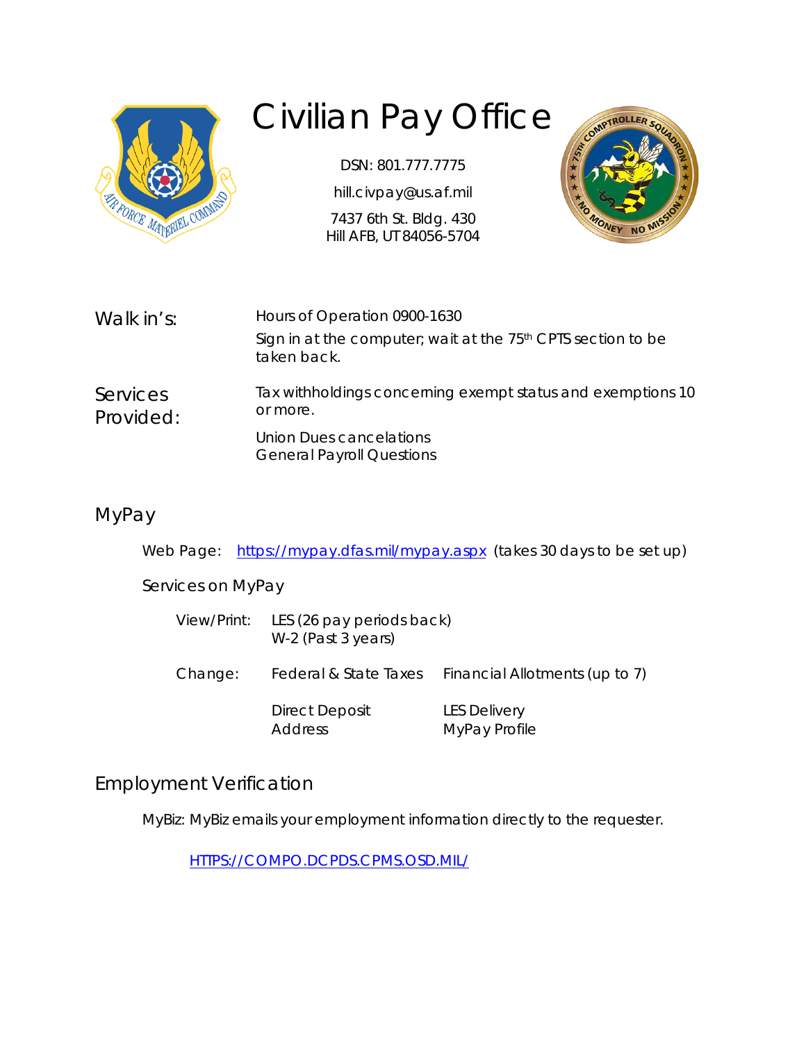# Civilian Pay Office

DSN: 801.777.7775

hill.civpay@us.af.mil

7437 6th St. Bldg. 430
Hill AFB, UT 84056-5704

| | |
|---|---|
| Walk in's: | Hours of Operation 0900-1630<br>Sign in at the computer; wait at the 75th CPTS section to be taken back. |
| Services Provided: | Tax withholdings concerning exempt status and exemptions 10 or more.<br>Union Dues cancelations<br>General Payroll Questions |

## MyPay

Web Page: https://mypay.dfas.mil/mypay.aspx (takes 30 days to be set up)

Services on MyPay

| | | |
|---|---|---|
| View/Print: | LES (26 pay periods back)<br>W-2 (Past 3 years) | |
| Change: | Federal & State Taxes | Financial Allotments (up to 7) |
| | Direct Deposit<br>Address | LES Delivery<br>MyPay Profile |

## Employment Verification

MyBiz: MyBiz emails your employment information directly to the requester.

HTTPS://COMPO.DCPDS.CPMS.OSD.MIL/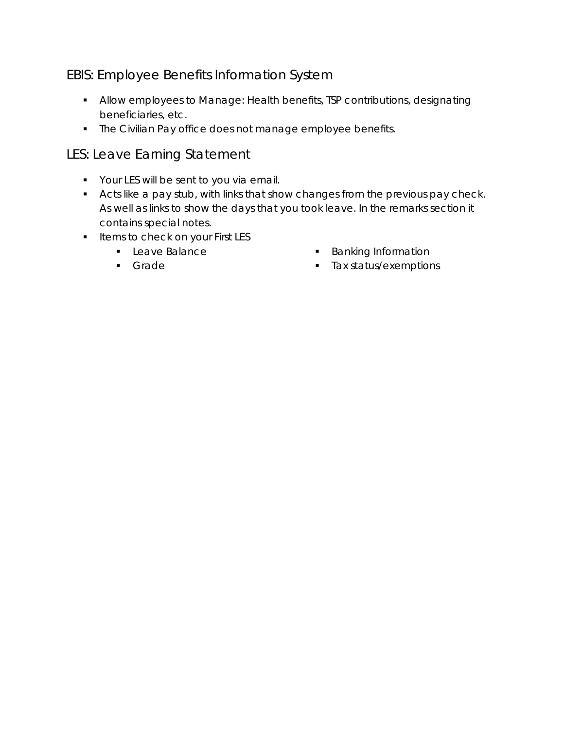## EBIS: Employee Benefits Information System

- Allow employees to Manage: Health benefits, TSP contributions, designating beneficiaries, etc.
- The Civilian Pay office does not manage employee benefits.

## LES: Leave Earning Statement

- Your LES will be sent to you via email.
- Acts like a pay stub, with links that show changes from the previous pay check. As well as links to show the days that you took leave. In the remarks section it contains special notes.
- Items to check on your First LES
  - Leave Balance
  - Grade
  - Banking Information
  - Tax status/exemptions